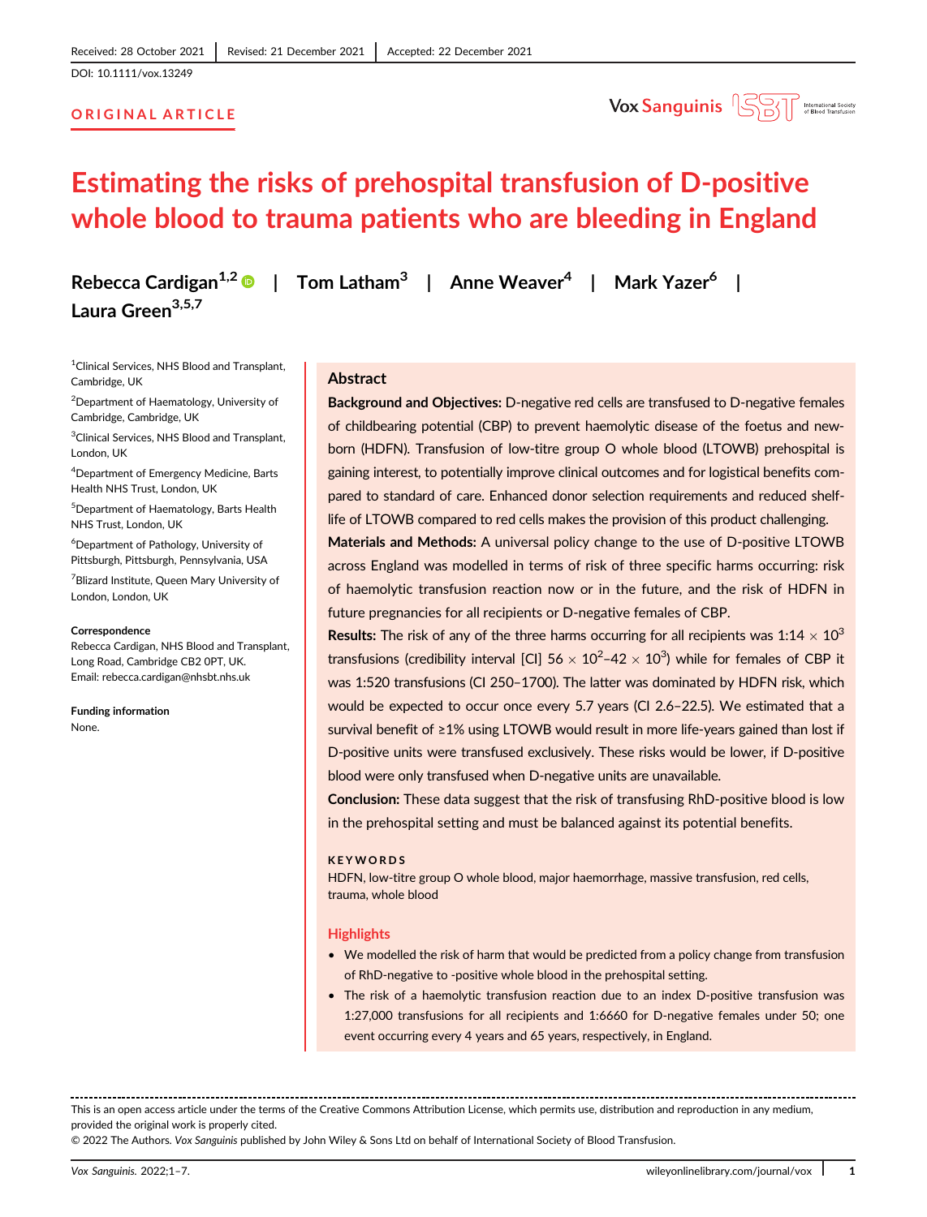Received: 28 October 2021 | Revised: 21 December 2021 | Accepted: 22 December 2021

DOI: 10.1111/vox.13249

ORIGINAL ARTICLE

# Estimating the risks of prehospital transfusion of D-positive whole blood to trauma patients who are bleeding in England

Rebecca Cardigan[1,2] | Tom Latham[3] | Anne Weaver[4] | Mark Yazer[6] | Laura Green[3,5,7]

[1]Clinical Services, NHS Blood and Transplant, Cambridge, UK

[2]Department of Haematology, University of Cambridge, Cambridge, UK

[3]Clinical Services, NHS Blood and Transplant, London, UK

[4]Department of Emergency Medicine, Barts Health NHS Trust, London, UK

[5]Department of Haematology, Barts Health NHS Trust, London, UK

[6]Department of Pathology, University of Pittsburgh, Pittsburgh, Pennsylvania, USA

[7]Blizard Institute, Queen Mary University of London, London, UK

**Correspondence**
Rebecca Cardigan, NHS Blood and Transplant, Long Road, Cambridge CB2 0PT, UK.
Email: rebecca.cardigan@nhsbt.nhs.uk

**Funding information**
None.

## Abstract

**Background and Objectives:** D-negative red cells are transfused to D-negative females of childbearing potential (CBP) to prevent haemolytic disease of the foetus and newborn (HDFN). Transfusion of low-titre group O whole blood (LTOWB) prehospital is gaining interest, to potentially improve clinical outcomes and for logistical benefits compared to standard of care. Enhanced donor selection requirements and reduced shelf-life of LTOWB compared to red cells makes the provision of this product challenging.

**Materials and Methods:** A universal policy change to the use of D-positive LTOWB across England was modelled in terms of risk of three specific harms occurring: risk of haemolytic transfusion reaction now or in the future, and the risk of HDFN in future pregnancies for all recipients or D-negative females of CBP.

**Results:** The risk of any of the three harms occurring for all recipients was $1{:}14 \times 10^3$ transfusions (credibility interval [CI] $56 \times 10^2$–$42 \times 10^3$) while for females of CBP it was 1:520 transfusions (CI 250–1700). The latter was dominated by HDFN risk, which would be expected to occur once every 5.7 years (CI 2.6–22.5). We estimated that a survival benefit of ≥1% using LTOWB would result in more life-years gained than lost if D-positive units were transfused exclusively. These risks would be lower, if D-positive blood were only transfused when D-negative units are unavailable.

**Conclusion:** These data suggest that the risk of transfusing RhD-positive blood is low in the prehospital setting and must be balanced against its potential benefits.

**KEYWORDS**

HDFN, low-titre group O whole blood, major haemorrhage, massive transfusion, red cells, trauma, whole blood

### Highlights

- We modelled the risk of harm that would be predicted from a policy change from transfusion of RhD-negative to -positive whole blood in the prehospital setting.
- The risk of a haemolytic transfusion reaction due to an index D-positive transfusion was 1:27,000 transfusions for all recipients and 1:6660 for D-negative females under 50; one event occurring every 4 years and 65 years, respectively, in England.

This is an open access article under the terms of the Creative Commons Attribution License, which permits use, distribution and reproduction in any medium, provided the original work is properly cited.

© 2022 The Authors. *Vox Sanguinis* published by John Wiley & Sons Ltd on behalf of International Society of Blood Transfusion.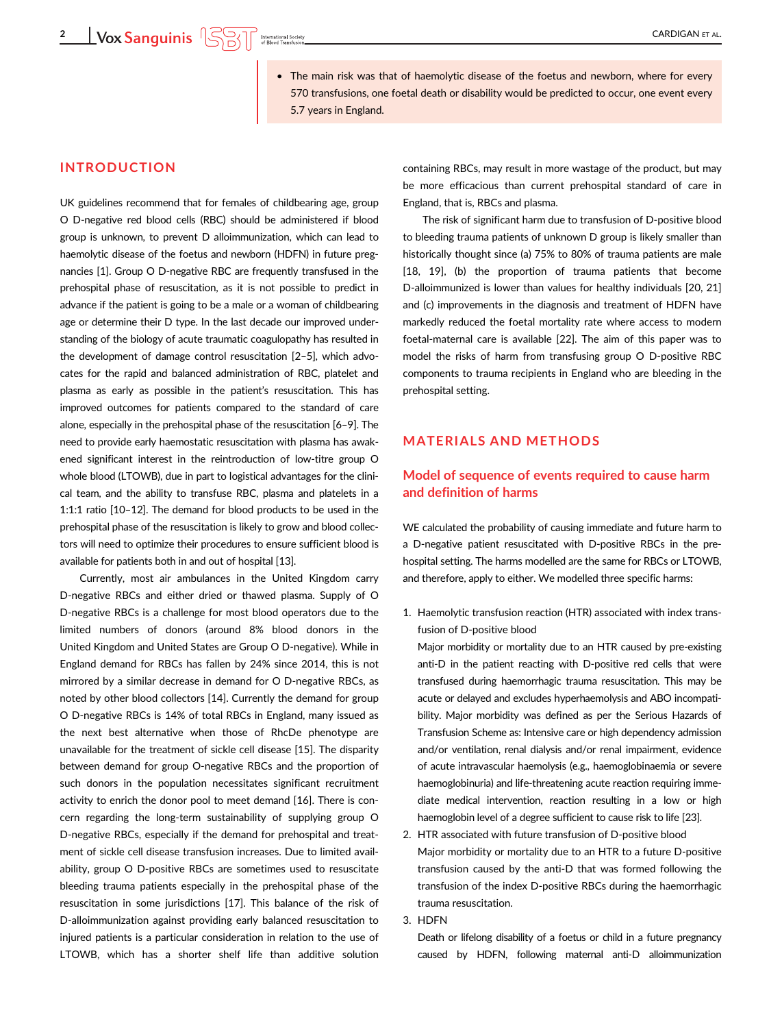- The main risk was that of haemolytic disease of the foetus and newborn, where for every 570 transfusions, one foetal death or disability would be predicted to occur, one event every 5.7 years in England.

## INTRODUCTION

UK guidelines recommend that for females of childbearing age, group O D-negative red blood cells (RBC) should be administered if blood group is unknown, to prevent D alloimmunization, which can lead to haemolytic disease of the foetus and newborn (HDFN) in future pregnancies [1]. Group O D-negative RBC are frequently transfused in the prehospital phase of resuscitation, as it is not possible to predict in advance if the patient is going to be a male or a woman of childbearing age or determine their D type. In the last decade our improved understanding of the biology of acute traumatic coagulopathy has resulted in the development of damage control resuscitation [2–5], which advocates for the rapid and balanced administration of RBC, platelet and plasma as early as possible in the patient's resuscitation. This has improved outcomes for patients compared to the standard of care alone, especially in the prehospital phase of the resuscitation [6–9]. The need to provide early haemostatic resuscitation with plasma has awakened significant interest in the reintroduction of low-titre group O whole blood (LTOWB), due in part to logistical advantages for the clinical team, and the ability to transfuse RBC, plasma and platelets in a 1:1:1 ratio [10–12]. The demand for blood products to be used in the prehospital phase of the resuscitation is likely to grow and blood collectors will need to optimize their procedures to ensure sufficient blood is available for patients both in and out of hospital [13].

Currently, most air ambulances in the United Kingdom carry D-negative RBCs and either dried or thawed plasma. Supply of O D-negative RBCs is a challenge for most blood operators due to the limited numbers of donors (around 8% blood donors in the United Kingdom and United States are Group O D-negative). While in England demand for RBCs has fallen by 24% since 2014, this is not mirrored by a similar decrease in demand for O D-negative RBCs, as noted by other blood collectors [14]. Currently the demand for group O D-negative RBCs is 14% of total RBCs in England, many issued as the next best alternative when those of RhcDe phenotype are unavailable for the treatment of sickle cell disease [15]. The disparity between demand for group O-negative RBCs and the proportion of such donors in the population necessitates significant recruitment activity to enrich the donor pool to meet demand [16]. There is concern regarding the long-term sustainability of supplying group O D-negative RBCs, especially if the demand for prehospital and treatment of sickle cell disease transfusion increases. Due to limited availability, group O D-positive RBCs are sometimes used to resuscitate bleeding trauma patients especially in the prehospital phase of the resuscitation in some jurisdictions [17]. This balance of the risk of D-alloimmunization against providing early balanced resuscitation to injured patients is a particular consideration in relation to the use of LTOWB, which has a shorter shelf life than additive solution containing RBCs, may result in more wastage of the product, but may be more efficacious than current prehospital standard of care in England, that is, RBCs and plasma.

The risk of significant harm due to transfusion of D-positive blood to bleeding trauma patients of unknown D group is likely smaller than historically thought since (a) 75% to 80% of trauma patients are male [18, 19], (b) the proportion of trauma patients that become D-alloimmunized is lower than values for healthy individuals [20, 21] and (c) improvements in the diagnosis and treatment of HDFN have markedly reduced the foetal mortality rate where access to modern foetal-maternal care is available [22]. The aim of this paper was to model the risks of harm from transfusing group O D-positive RBC components to trauma recipients in England who are bleeding in the prehospital setting.

## MATERIALS AND METHODS

### Model of sequence of events required to cause harm and definition of harms

WE calculated the probability of causing immediate and future harm to a D-negative patient resuscitated with D-positive RBCs in the prehospital setting. The harms modelled are the same for RBCs or LTOWB, and therefore, apply to either. We modelled three specific harms:

1. Haemolytic transfusion reaction (HTR) associated with index transfusion of D-positive blood
   Major morbidity or mortality due to an HTR caused by pre-existing anti-D in the patient reacting with D-positive red cells that were transfused during haemorrhagic trauma resuscitation. This may be acute or delayed and excludes hyperhaemolysis and ABO incompatibility. Major morbidity was defined as per the Serious Hazards of Transfusion Scheme as: Intensive care or high dependency admission and/or ventilation, renal dialysis and/or renal impairment, evidence of acute intravascular haemolysis (e.g., haemoglobinaemia or severe haemoglobinuria) and life-threatening acute reaction requiring immediate medical intervention, reaction resulting in a low or high haemoglobin level of a degree sufficient to cause risk to life [23].
2. HTR associated with future transfusion of D-positive blood
   Major morbidity or mortality due to an HTR to a future D-positive transfusion caused by the anti-D that was formed following the transfusion of the index D-positive RBCs during the haemorrhagic trauma resuscitation.
3. HDFN
   Death or lifelong disability of a foetus or child in a future pregnancy caused by HDFN, following maternal anti-D alloimmunization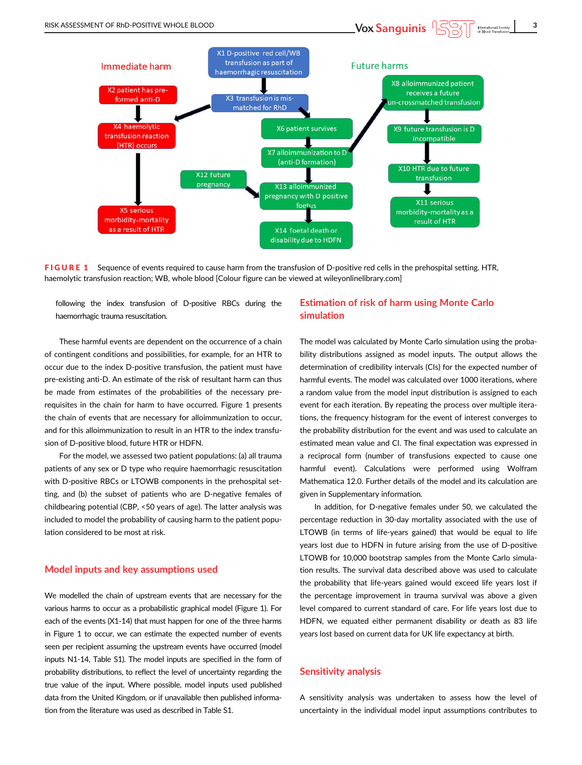Immediate harm

- X1 D-positive red cell/WB transfusion as part of haemorrhagic resuscitation
- X2 patient has pre-formed anti-D
- X3 transfusion is mis-matched for RhD
- X4 haemolytic transfusion reaction (HTR) occurs
- X5 serious morbidity-mortality as a result of HTR

Future harms

- X6 patient survives
- X7 alloimmunization to D (anti-D formation)
- X8 alloimmunized patient receives a future un-crossmatched transfusion
- X9 future transfusion is D incompatible
- X10 HTR due to future transfusion
- X11 serious morbidity-mortality as a result of HTR
- X12 future pregnancy
- X13 alloimmunized pregnancy with D positive foetus
- X14 foetal death or disability due to HDFN

**FIGURE 1** Sequence of events required to cause harm from the transfusion of D-positive red cells in the prehospital setting. HTR, haemolytic transfusion reaction; WB, whole blood [Colour figure can be viewed at wileyonlinelibrary.com]

following the index transfusion of D-positive RBCs during the haemorrhagic trauma resuscitation.

These harmful events are dependent on the occurrence of a chain of contingent conditions and possibilities, for example, for an HTR to occur due to the index D-positive transfusion, the patient must have pre-existing anti-D. An estimate of the risk of resultant harm can thus be made from estimates of the probabilities of the necessary pre-requisites in the chain for harm to have occurred. Figure 1 presents the chain of events that are necessary for alloimmunization to occur, and for this alloimmunization to result in an HTR to the index transfusion of D-positive blood, future HTR or HDFN.

For the model, we assessed two patient populations: (a) all trauma patients of any sex or D type who require haemorrhagic resuscitation with D-positive RBCs or LTOWB components in the prehospital setting, and (b) the subset of patients who are D-negative females of childbearing potential (CBP, <50 years of age). The latter analysis was included to model the probability of causing harm to the patient population considered to be most at risk.

## Model inputs and key assumptions used

We modelled the chain of upstream events that are necessary for the various harms to occur as a probabilistic graphical model (Figure 1). For each of the events (X1-14) that must happen for one of the three harms in Figure 1 to occur, we can estimate the expected number of events seen per recipient assuming the upstream events have occurred (model inputs N1-14, Table S1). The model inputs are specified in the form of probability distributions, to reflect the level of uncertainty regarding the true value of the input. Where possible, model inputs used published data from the United Kingdom, or if unavailable then published information from the literature was used as described in Table S1.

## Estimation of risk of harm using Monte Carlo simulation

The model was calculated by Monte Carlo simulation using the probability distributions assigned as model inputs. The output allows the determination of credibility intervals (CIs) for the expected number of harmful events. The model was calculated over 1000 iterations, where a random value from the model input distribution is assigned to each event for each iteration. By repeating the process over multiple iterations, the frequency histogram for the event of interest converges to the probability distribution for the event and was used to calculate an estimated mean value and CI. The final expectation was expressed in a reciprocal form (number of transfusions expected to cause one harmful event). Calculations were performed using Wolfram Mathematica 12.0. Further details of the model and its calculation are given in Supplementary information.

In addition, for D-negative females under 50, we calculated the percentage reduction in 30-day mortality associated with the use of LTOWB (in terms of life-years gained) that would be equal to life years lost due to HDFN in future arising from the use of D-positive LTOWB for 10,000 bootstrap samples from the Monte Carlo simulation results. The survival data described above was used to calculate the probability that life-years gained would exceed life years lost if the percentage improvement in trauma survival was above a given level compared to current standard of care. For life years lost due to HDFN, we equated either permanent disability or death as 83 life years lost based on current data for UK life expectancy at birth.

## Sensitivity analysis

A sensitivity analysis was undertaken to assess how the level of uncertainty in the individual model input assumptions contributes to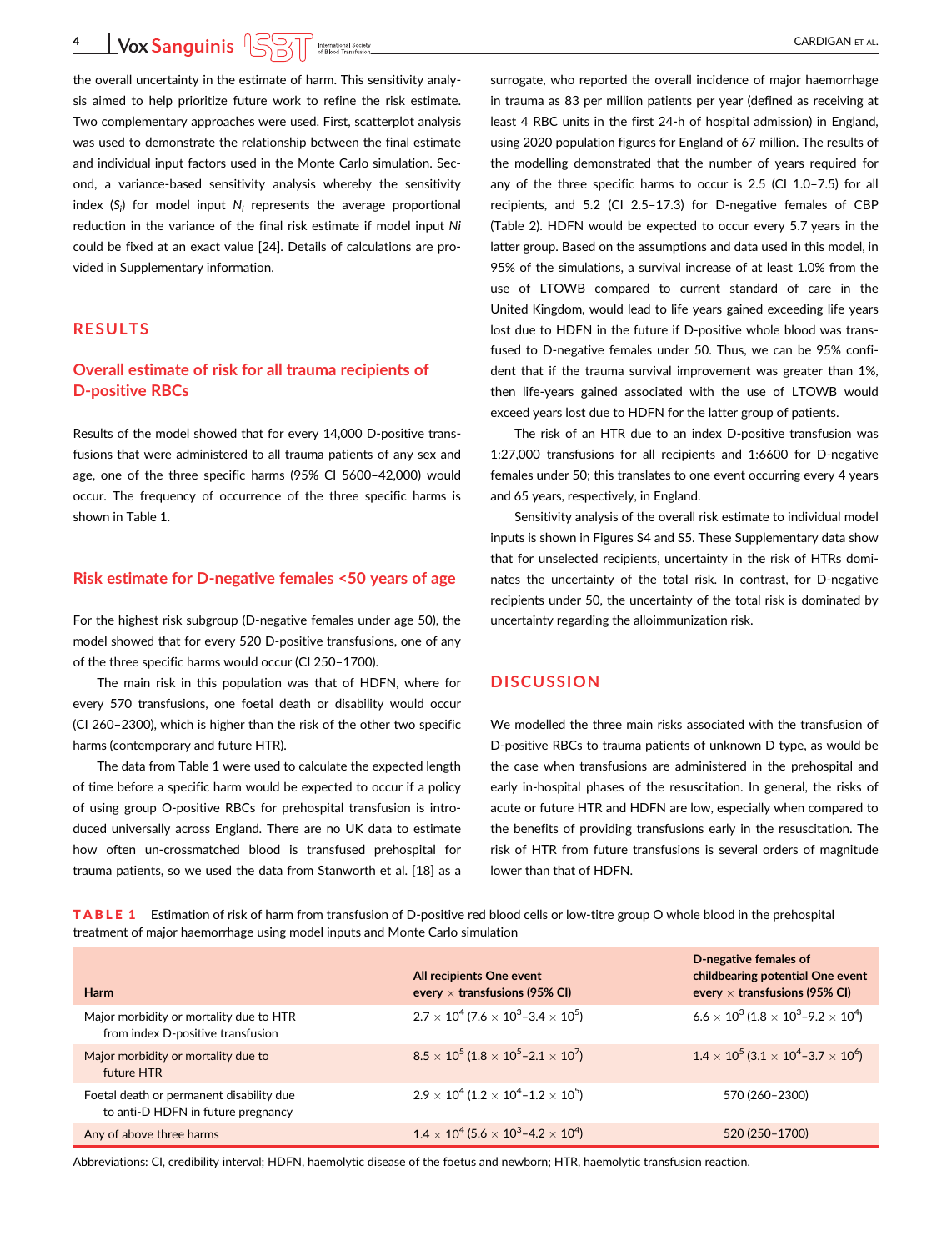the overall uncertainty in the estimate of harm. This sensitivity analysis aimed to help prioritize future work to refine the risk estimate. Two complementary approaches were used. First, scatterplot analysis was used to demonstrate the relationship between the final estimate and individual input factors used in the Monte Carlo simulation. Second, a variance-based sensitivity analysis whereby the sensitivity index ($S_i$) for model input $N_i$ represents the average proportional reduction in the variance of the final risk estimate if model input $Ni$ could be fixed at an exact value [24]. Details of calculations are provided in Supplementary information.

## RESULTS

### Overall estimate of risk for all trauma recipients of D-positive RBCs

Results of the model showed that for every 14,000 D-positive transfusions that were administered to all trauma patients of any sex and age, one of the three specific harms (95% CI 5600–42,000) would occur. The frequency of occurrence of the three specific harms is shown in Table 1.

### Risk estimate for D-negative females <50 years of age

For the highest risk subgroup (D-negative females under age 50), the model showed that for every 520 D-positive transfusions, one of any of the three specific harms would occur (CI 250–1700).

The main risk in this population was that of HDFN, where for every 570 transfusions, one foetal death or disability would occur (CI 260–2300), which is higher than the risk of the other two specific harms (contemporary and future HTR).

The data from Table 1 were used to calculate the expected length of time before a specific harm would be expected to occur if a policy of using group O-positive RBCs for prehospital transfusion is introduced universally across England. There are no UK data to estimate how often un-crossmatched blood is transfused prehospital for trauma patients, so we used the data from Stanworth et al. [18] as a surrogate, who reported the overall incidence of major haemorrhage in trauma as 83 per million patients per year (defined as receiving at least 4 RBC units in the first 24-h of hospital admission) in England, using 2020 population figures for England of 67 million. The results of the modelling demonstrated that the number of years required for any of the three specific harms to occur is 2.5 (CI 1.0–7.5) for all recipients, and 5.2 (CI 2.5–17.3) for D-negative females of CBP (Table 2). HDFN would be expected to occur every 5.7 years in the latter group. Based on the assumptions and data used in this model, in 95% of the simulations, a survival increase of at least 1.0% from the use of LTOWB compared to current standard of care in the United Kingdom, would lead to life years gained exceeding life years lost due to HDFN in the future if D-positive whole blood was transfused to D-negative females under 50. Thus, we can be 95% confident that if the trauma survival improvement was greater than 1%, then life-years gained associated with the use of LTOWB would exceed years lost due to HDFN for the latter group of patients.

The risk of an HTR due to an index D-positive transfusion was 1:27,000 transfusions for all recipients and 1:6600 for D-negative females under 50; this translates to one event occurring every 4 years and 65 years, respectively, in England.

Sensitivity analysis of the overall risk estimate to individual model inputs is shown in Figures S4 and S5. These Supplementary data show that for unselected recipients, uncertainty in the risk of HTRs dominates the uncertainty of the total risk. In contrast, for D-negative recipients under 50, the uncertainty of the total risk is dominated by uncertainty regarding the alloimmunization risk.

## DISCUSSION

We modelled the three main risks associated with the transfusion of D-positive RBCs to trauma patients of unknown D type, as would be the case when transfusions are administered in the prehospital and early in-hospital phases of the resuscitation. In general, the risks of acute or future HTR and HDFN are low, especially when compared to the benefits of providing transfusions early in the resuscitation. The risk of HTR from future transfusions is several orders of magnitude lower than that of HDFN.

**TABLE 1** Estimation of risk of harm from transfusion of D-positive red blood cells or low-titre group O whole blood in the prehospital treatment of major haemorrhage using model inputs and Monte Carlo simulation

| Harm | All recipients One event every × transfusions (95% CI) | D-negative females of childbearing potential One event every × transfusions (95% CI) |
|---|---|---|
| Major morbidity or mortality due to HTR from index D-positive transfusion | $2.7 \times 10^4$ ($7.6 \times 10^3$–$3.4 \times 10^5$) | $6.6 \times 10^3$ ($1.8 \times 10^3$–$9.2 \times 10^4$) |
| Major morbidity or mortality due to future HTR | $8.5 \times 10^5$ ($1.8 \times 10^5$–$2.1 \times 10^7$) | $1.4 \times 10^5$ ($3.1 \times 10^4$–$3.7 \times 10^6$) |
| Foetal death or permanent disability due to anti-D HDFN in future pregnancy | $2.9 \times 10^4$ ($1.2 \times 10^4$–$1.2 \times 10^5$) | 570 (260–2300) |
| Any of above three harms | $1.4 \times 10^4$ ($5.6 \times 10^3$–$4.2 \times 10^4$) | 520 (250–1700) |

Abbreviations: CI, credibility interval; HDFN, haemolytic disease of the foetus and newborn; HTR, haemolytic transfusion reaction.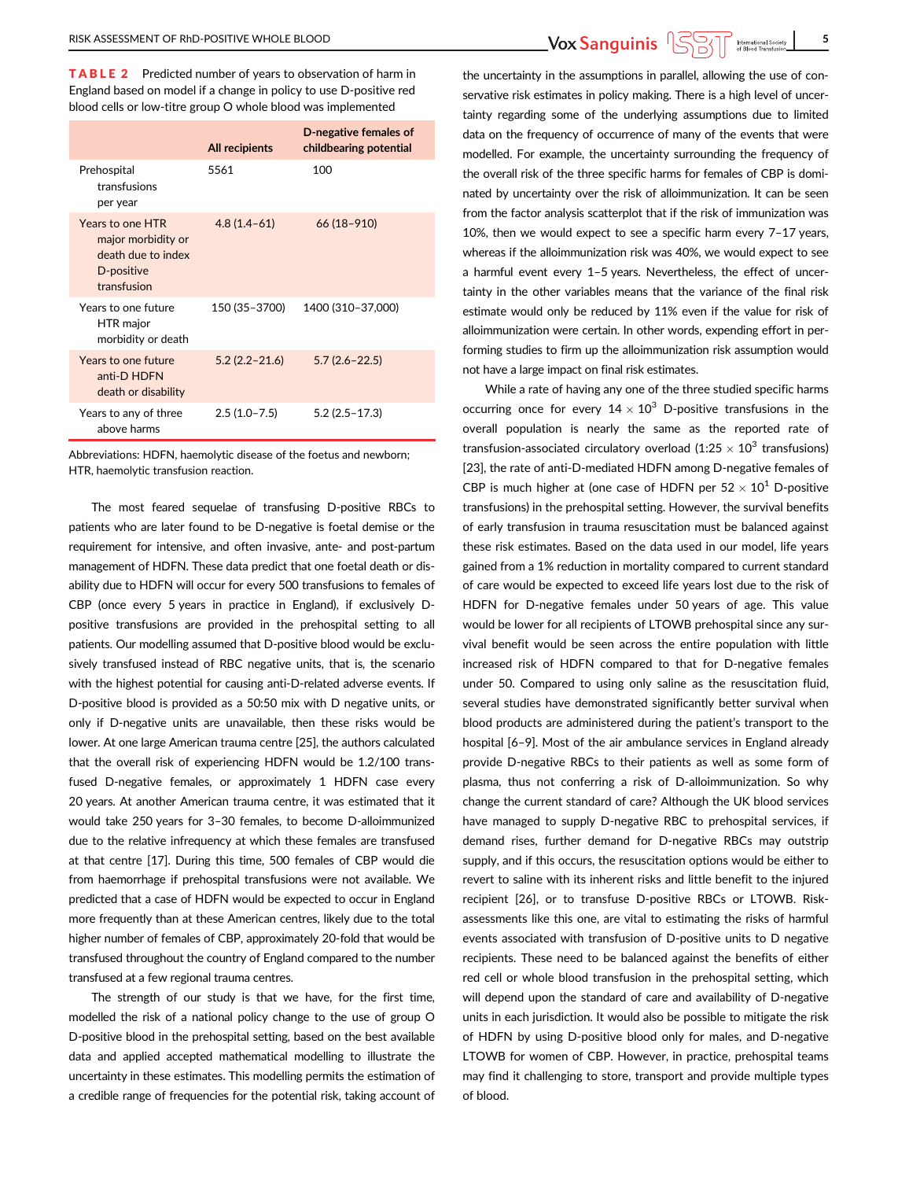**TABLE 2** Predicted number of years to observation of harm in England based on model if a change in policy to use D-positive red blood cells or low-titre group O whole blood was implemented

| | All recipients | D-negative females of childbearing potential |
|---|---|---|
| Prehospital transfusions per year | 5561 | 100 |
| Years to one HTR major morbidity or death due to index D-positive transfusion | 4.8 (1.4–61) | 66 (18–910) |
| Years to one future HTR major morbidity or death | 150 (35–3700) | 1400 (310–37,000) |
| Years to one future anti-D HDFN death or disability | 5.2 (2.2–21.6) | 5.7 (2.6–22.5) |
| Years to any of three above harms | 2.5 (1.0–7.5) | 5.2 (2.5–17.3) |

Abbreviations: HDFN, haemolytic disease of the foetus and newborn; HTR, haemolytic transfusion reaction.

The most feared sequelae of transfusing D-positive RBCs to patients who are later found to be D-negative is foetal demise or the requirement for intensive, and often invasive, ante- and post-partum management of HDFN. These data predict that one foetal death or disability due to HDFN will occur for every 500 transfusions to females of CBP (once every 5 years in practice in England), if exclusively D-positive transfusions are provided in the prehospital setting to all patients. Our modelling assumed that D-positive blood would be exclusively transfused instead of RBC negative units, that is, the scenario with the highest potential for causing anti-D-related adverse events. If D-positive blood is provided as a 50:50 mix with D negative units, or only if D-negative units are unavailable, then these risks would be lower. At one large American trauma centre [25], the authors calculated that the overall risk of experiencing HDFN would be 1.2/100 transfused D-negative females, or approximately 1 HDFN case every 20 years. At another American trauma centre, it was estimated that it would take 250 years for 3–30 females, to become D-alloimmunized due to the relative infrequency at which these females are transfused at that centre [17]. During this time, 500 females of CBP would die from haemorrhage if prehospital transfusions were not available. We predicted that a case of HDFN would be expected to occur in England more frequently than at these American centres, likely due to the total higher number of females of CBP, approximately 20-fold that would be transfused throughout the country of England compared to the number transfused at a few regional trauma centres.

The strength of our study is that we have, for the first time, modelled the risk of a national policy change to the use of group O D-positive blood in the prehospital setting, based on the best available data and applied accepted mathematical modelling to illustrate the uncertainty in these estimates. This modelling permits the estimation of a credible range of frequencies for the potential risk, taking account of the uncertainty in the assumptions in parallel, allowing the use of conservative risk estimates in policy making. There is a high level of uncertainty regarding some of the underlying assumptions due to limited data on the frequency of occurrence of many of the events that were modelled. For example, the uncertainty surrounding the frequency of the overall risk of the three specific harms for females of CBP is dominated by uncertainty over the risk of alloimmunization. It can be seen from the factor analysis scatterplot that if the risk of immunization was 10%, then we would expect to see a specific harm every 7–17 years, whereas if the alloimmunization risk was 40%, we would expect to see a harmful event every 1–5 years. Nevertheless, the effect of uncertainty in the other variables means that the variance of the final risk estimate would only be reduced by 11% even if the value for risk of alloimmunization were certain. In other words, expending effort in performing studies to firm up the alloimmunization risk assumption would not have a large impact on final risk estimates.

While a rate of having any one of the three studied specific harms occurring once for every $14 \times 10^3$ D-positive transfusions in the overall population is nearly the same as the reported rate of transfusion-associated circulatory overload (1:$25 \times 10^3$ transfusions) [23], the rate of anti-D-mediated HDFN among D-negative females of CBP is much higher at (one case of HDFN per $52 \times 10^1$ D-positive transfusions) in the prehospital setting. However, the survival benefits of early transfusion in trauma resuscitation must be balanced against these risk estimates. Based on the data used in our model, life years gained from a 1% reduction in mortality compared to current standard of care would be expected to exceed life years lost due to the risk of HDFN for D-negative females under 50 years of age. This value would be lower for all recipients of LTOWB prehospital since any survival benefit would be seen across the entire population with little increased risk of HDFN compared to that for D-negative females under 50. Compared to using only saline as the resuscitation fluid, several studies have demonstrated significantly better survival when blood products are administered during the patient's transport to the hospital [6–9]. Most of the air ambulance services in England already provide D-negative RBCs to their patients as well as some form of plasma, thus not conferring a risk of D-alloimmunization. So why change the current standard of care? Although the UK blood services have managed to supply D-negative RBC to prehospital services, if demand rises, further demand for D-negative RBCs may outstrip supply, and if this occurs, the resuscitation options would be either to revert to saline with its inherent risks and little benefit to the injured recipient [26], or to transfuse D-positive RBCs or LTOWB. Risk-assessments like this one, are vital to estimating the risks of harmful events associated with transfusion of D-positive units to D negative recipients. These need to be balanced against the benefits of either red cell or whole blood transfusion in the prehospital setting, which will depend upon the standard of care and availability of D-negative units in each jurisdiction. It would also be possible to mitigate the risk of HDFN by using D-positive blood only for males, and D-negative LTOWB for women of CBP. However, in practice, prehospital teams may find it challenging to store, transport and provide multiple types of blood.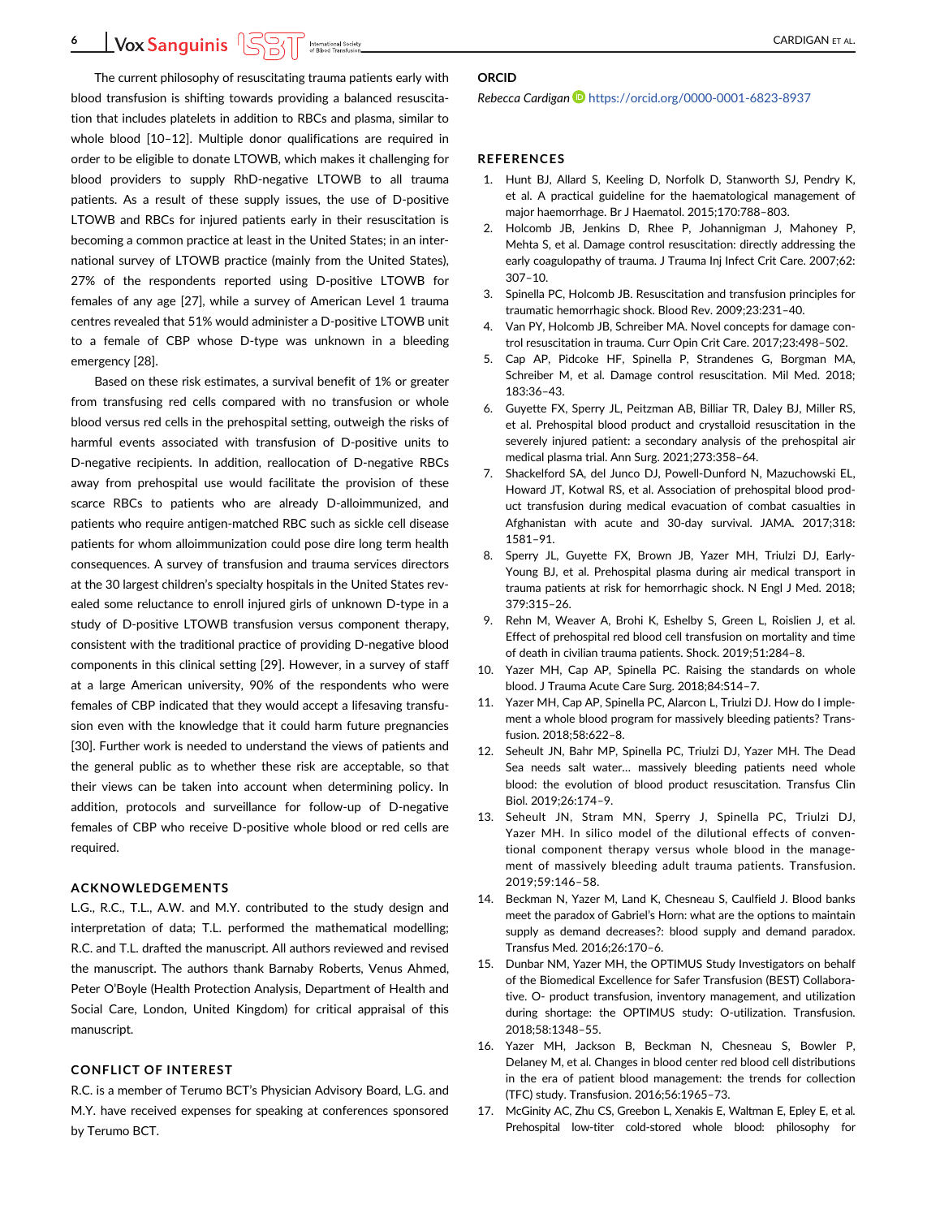The current philosophy of resuscitating trauma patients early with blood transfusion is shifting towards providing a balanced resuscitation that includes platelets in addition to RBCs and plasma, similar to whole blood [10–12]. Multiple donor qualifications are required in order to be eligible to donate LTOWB, which makes it challenging for blood providers to supply RhD-negative LTOWB to all trauma patients. As a result of these supply issues, the use of D-positive LTOWB and RBCs for injured patients early in their resuscitation is becoming a common practice at least in the United States; in an international survey of LTOWB practice (mainly from the United States), 27% of the respondents reported using D-positive LTOWB for females of any age [27], while a survey of American Level 1 trauma centres revealed that 51% would administer a D-positive LTOWB unit to a female of CBP whose D-type was unknown in a bleeding emergency [28].

Based on these risk estimates, a survival benefit of 1% or greater from transfusing red cells compared with no transfusion or whole blood versus red cells in the prehospital setting, outweigh the risks of harmful events associated with transfusion of D-positive units to D-negative recipients. In addition, reallocation of D-negative RBCs away from prehospital use would facilitate the provision of these scarce RBCs to patients who are already D-alloimmunized, and patients who require antigen-matched RBC such as sickle cell disease patients for whom alloimmunization could pose dire long term health consequences. A survey of transfusion and trauma services directors at the 30 largest children's specialty hospitals in the United States revealed some reluctance to enroll injured girls of unknown D-type in a study of D-positive LTOWB transfusion versus component therapy, consistent with the traditional practice of providing D-negative blood components in this clinical setting [29]. However, in a survey of staff at a large American university, 90% of the respondents who were females of CBP indicated that they would accept a lifesaving transfusion even with the knowledge that it could harm future pregnancies [30]. Further work is needed to understand the views of patients and the general public as to whether these risk are acceptable, so that their views can be taken into account when determining policy. In addition, protocols and surveillance for follow-up of D-negative females of CBP who receive D-positive whole blood or red cells are required.

## ACKNOWLEDGEMENTS

L.G., R.C., T.L., A.W. and M.Y. contributed to the study design and interpretation of data; T.L. performed the mathematical modelling; R.C. and T.L. drafted the manuscript. All authors reviewed and revised the manuscript. The authors thank Barnaby Roberts, Venus Ahmed, Peter O'Boyle (Health Protection Analysis, Department of Health and Social Care, London, United Kingdom) for critical appraisal of this manuscript.

## CONFLICT OF INTEREST

R.C. is a member of Terumo BCT's Physician Advisory Board, L.G. and M.Y. have received expenses for speaking at conferences sponsored by Terumo BCT.

## ORCID

*Rebecca Cardigan* https://orcid.org/0000-0001-6823-8937

## REFERENCES

1. Hunt BJ, Allard S, Keeling D, Norfolk D, Stanworth SJ, Pendry K, et al. A practical guideline for the haematological management of major haemorrhage. Br J Haematol. 2015;170:788–803.
2. Holcomb JB, Jenkins D, Rhee P, Johannigman J, Mahoney P, Mehta S, et al. Damage control resuscitation: directly addressing the early coagulopathy of trauma. J Trauma Inj Infect Crit Care. 2007;62: 307–10.
3. Spinella PC, Holcomb JB. Resuscitation and transfusion principles for traumatic hemorrhagic shock. Blood Rev. 2009;23:231–40.
4. Van PY, Holcomb JB, Schreiber MA. Novel concepts for damage control resuscitation in trauma. Curr Opin Crit Care. 2017;23:498–502.
5. Cap AP, Pidcoke HF, Spinella P, Strandenes G, Borgman MA, Schreiber M, et al. Damage control resuscitation. Mil Med. 2018; 183:36–43.
6. Guyette FX, Sperry JL, Peitzman AB, Billiar TR, Daley BJ, Miller RS, et al. Prehospital blood product and crystalloid resuscitation in the severely injured patient: a secondary analysis of the prehospital air medical plasma trial. Ann Surg. 2021;273:358–64.
7. Shackelford SA, del Junco DJ, Powell-Dunford N, Mazuchowski EL, Howard JT, Kotwal RS, et al. Association of prehospital blood product transfusion during medical evacuation of combat casualties in Afghanistan with acute and 30-day survival. JAMA. 2017;318: 1581–91.
8. Sperry JL, Guyette FX, Brown JB, Yazer MH, Triulzi DJ, Early-Young BJ, et al. Prehospital plasma during air medical transport in trauma patients at risk for hemorrhagic shock. N Engl J Med. 2018; 379:315–26.
9. Rehn M, Weaver A, Brohi K, Eshelby S, Green L, Roislien J, et al. Effect of prehospital red blood cell transfusion on mortality and time of death in civilian trauma patients. Shock. 2019;51:284–8.
10. Yazer MH, Cap AP, Spinella PC. Raising the standards on whole blood. J Trauma Acute Care Surg. 2018;84:S14–7.
11. Yazer MH, Cap AP, Spinella PC, Alarcon L, Triulzi DJ. How do I implement a whole blood program for massively bleeding patients? Transfusion. 2018;58:622–8.
12. Seheult JN, Bahr MP, Spinella PC, Triulzi DJ, Yazer MH. The Dead Sea needs salt water… massively bleeding patients need whole blood: the evolution of blood product resuscitation. Transfus Clin Biol. 2019;26:174–9.
13. Seheult JN, Stram MN, Sperry J, Spinella PC, Triulzi DJ, Yazer MH. In silico model of the dilutional effects of conventional component therapy versus whole blood in the management of massively bleeding adult trauma patients. Transfusion. 2019;59:146–58.
14. Beckman N, Yazer M, Land K, Chesneau S, Caulfield J. Blood banks meet the paradox of Gabriel's Horn: what are the options to maintain supply as demand decreases?: blood supply and demand paradox. Transfus Med. 2016;26:170–6.
15. Dunbar NM, Yazer MH, the OPTIMUS Study Investigators on behalf of the Biomedical Excellence for Safer Transfusion (BEST) Collaborative. O- product transfusion, inventory management, and utilization during shortage: the OPTIMUS study: O-utilization. Transfusion. 2018;58:1348–55.
16. Yazer MH, Jackson B, Beckman N, Chesneau S, Bowler P, Delaney M, et al. Changes in blood center red blood cell distributions in the era of patient blood management: the trends for collection (TFC) study. Transfusion. 2016;56:1965–73.
17. McGinity AC, Zhu CS, Greebon L, Xenakis E, Waltman E, Epley E, et al. Prehospital low-titer cold-stored whole blood: philosophy for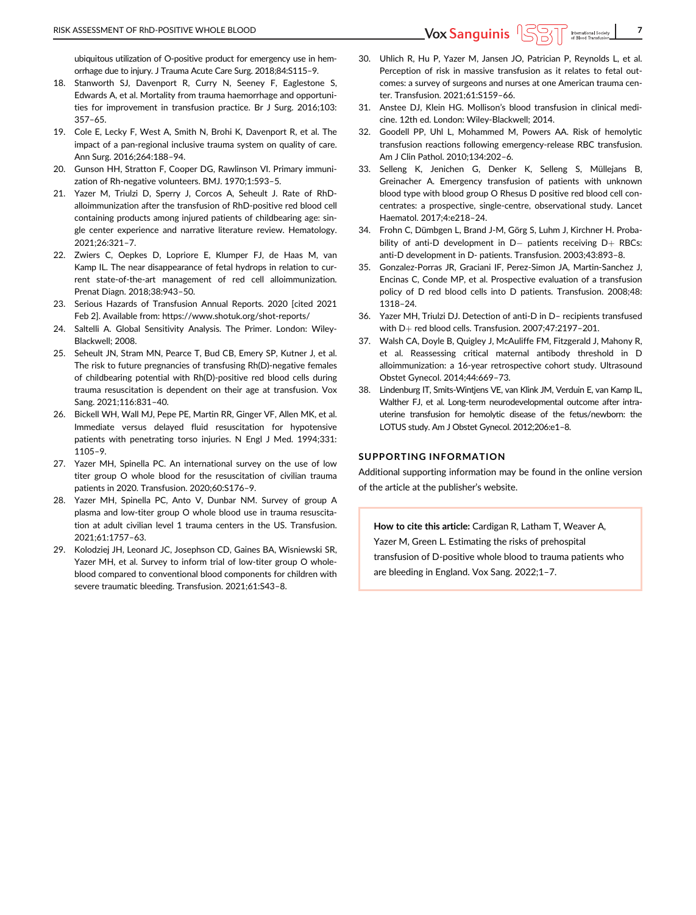ubiquitous utilization of O-positive product for emergency use in hemorrhage due to injury. J Trauma Acute Care Surg. 2018;84:S115–9.

18. Stanworth SJ, Davenport R, Curry N, Seeney F, Eaglestone S, Edwards A, et al. Mortality from trauma haemorrhage and opportunities for improvement in transfusion practice. Br J Surg. 2016;103: 357–65.
19. Cole E, Lecky F, West A, Smith N, Brohi K, Davenport R, et al. The impact of a pan-regional inclusive trauma system on quality of care. Ann Surg. 2016;264:188–94.
20. Gunson HH, Stratton F, Cooper DG, Rawlinson VI. Primary immunization of Rh-negative volunteers. BMJ. 1970;1:593–5.
21. Yazer M, Triulzi D, Sperry J, Corcos A, Seheult J. Rate of RhD-alloimmunization after the transfusion of RhD-positive red blood cell containing products among injured patients of childbearing age: single center experience and narrative literature review. Hematology. 2021;26:321–7.
22. Zwiers C, Oepkes D, Lopriore E, Klumper FJ, de Haas M, van Kamp IL. The near disappearance of fetal hydrops in relation to current state-of-the-art management of red cell alloimmunization. Prenat Diagn. 2018;38:943–50.
23. Serious Hazards of Transfusion Annual Reports. 2020 [cited 2021 Feb 2]. Available from: https://www.shotuk.org/shot-reports/
24. Saltelli A. Global Sensitivity Analysis. The Primer. London: Wiley-Blackwell; 2008.
25. Seheult JN, Stram MN, Pearce T, Bud CB, Emery SP, Kutner J, et al. The risk to future pregnancies of transfusing Rh(D)-negative females of childbearing potential with Rh(D)-positive red blood cells during trauma resuscitation is dependent on their age at transfusion. Vox Sang. 2021;116:831–40.
26. Bickell WH, Wall MJ, Pepe PE, Martin RR, Ginger VF, Allen MK, et al. Immediate versus delayed fluid resuscitation for hypotensive patients with penetrating torso injuries. N Engl J Med. 1994;331: 1105–9.
27. Yazer MH, Spinella PC. An international survey on the use of low titer group O whole blood for the resuscitation of civilian trauma patients in 2020. Transfusion. 2020;60:S176–9.
28. Yazer MH, Spinella PC, Anto V, Dunbar NM. Survey of group A plasma and low-titer group O whole blood use in trauma resuscitation at adult civilian level 1 trauma centers in the US. Transfusion. 2021;61:1757–63.
29. Kolodziej JH, Leonard JC, Josephson CD, Gaines BA, Wisniewski SR, Yazer MH, et al. Survey to inform trial of low-titer group O whole-blood compared to conventional blood components for children with severe traumatic bleeding. Transfusion. 2021;61:S43–8.
30. Uhlich R, Hu P, Yazer M, Jansen JO, Patrician P, Reynolds L, et al. Perception of risk in massive transfusion as it relates to fetal outcomes: a survey of surgeons and nurses at one American trauma center. Transfusion. 2021;61:S159–66.
31. Anstee DJ, Klein HG. Mollison's blood transfusion in clinical medicine. 12th ed. London: Wiley-Blackwell; 2014.
32. Goodell PP, Uhl L, Mohammed M, Powers AA. Risk of hemolytic transfusion reactions following emergency-release RBC transfusion. Am J Clin Pathol. 2010;134:202–6.
33. Selleng K, Jenichen G, Denker K, Selleng S, Müllejans B, Greinacher A. Emergency transfusion of patients with unknown blood type with blood group O Rhesus D positive red blood cell concentrates: a prospective, single-centre, observational study. Lancet Haematol. 2017;4:e218–24.
34. Frohn C, Dümbgen L, Brand J-M, Görg S, Luhm J, Kirchner H. Probability of anti-D development in D− patients receiving D+ RBCs: anti-D development in D- patients. Transfusion. 2003;43:893–8.
35. Gonzalez-Porras JR, Graciani IF, Perez-Simon JA, Martin-Sanchez J, Encinas C, Conde MP, et al. Prospective evaluation of a transfusion policy of D red blood cells into D patients. Transfusion. 2008;48: 1318–24.
36. Yazer MH, Triulzi DJ. Detection of anti-D in D– recipients transfused with D+ red blood cells. Transfusion. 2007;47:2197–201.
37. Walsh CA, Doyle B, Quigley J, McAuliffe FM, Fitzgerald J, Mahony R, et al. Reassessing critical maternal antibody threshold in D alloimmunization: a 16-year retrospective cohort study. Ultrasound Obstet Gynecol. 2014;44:669–73.
38. Lindenburg IT, Smits-Wintjens VE, van Klink JM, Verduin E, van Kamp IL, Walther FJ, et al. Long-term neurodevelopmental outcome after intrauterine transfusion for hemolytic disease of the fetus/newborn: the LOTUS study. Am J Obstet Gynecol. 2012;206:e1–8.

## SUPPORTING INFORMATION

Additional supporting information may be found in the online version of the article at the publisher's website.

**How to cite this article:** Cardigan R, Latham T, Weaver A, Yazer M, Green L. Estimating the risks of prehospital transfusion of D-positive whole blood to trauma patients who are bleeding in England. Vox Sang. 2022;1–7.